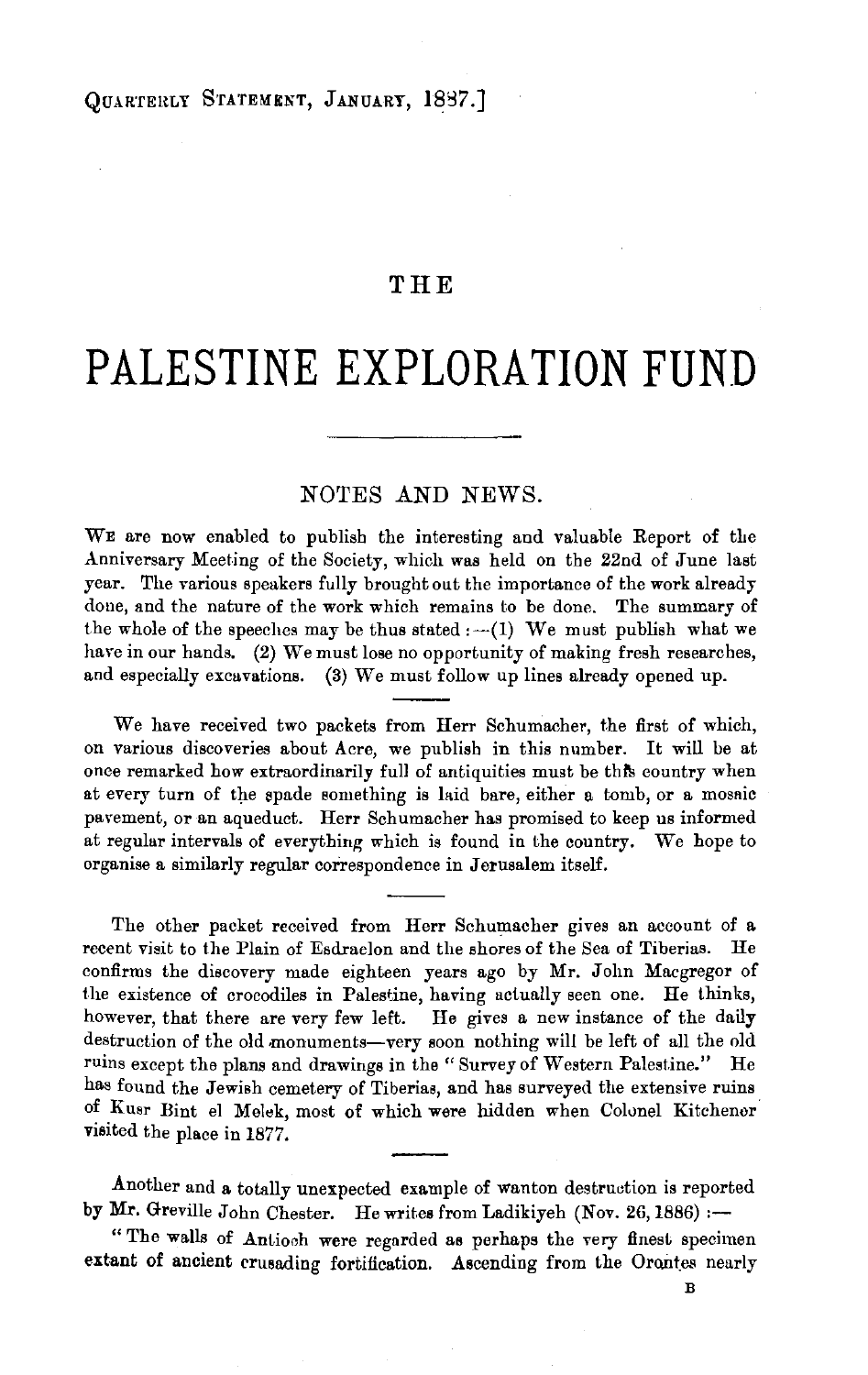# THE

# PALESTINE EXPLORATION FUND

## NOTES AND NEWS.

We are now enabled to publish the interesting and valuable Report of the Anniversary Meeting of the Society, which was held on the 22nd of June last year. The various speakers fully brought out the importance of the work already done, and the nature of the work which remains to be done. The summary of the whole of the speeches may be thus stated :—(1) We must publish what we have in our hands. (2) We must lose no opportunity of making fresh researches, and especially excavations. (3) We must follow up lines already opened up.

We have received two packets from Herr Schumacher, the first of which, on various discoveries about Acre, we publish in this number. It will be at once remarked how extraordinarily full of antiquities must be this country when at every turn of the spade something is laid bare, either a tomb, or a mosaic pavement, or an aqueduct. Herr Schumacher has promised to keep us informed at regular intervals of everything which is found in the country. We hope to organise a similarly regular correspondence in Jerusalem itself.

The other packet received from Herr Schumacher gives an account of a recent visit to the Plain of Esdraelon and the shores of the Sea of Tiberias. He confirms the discovery made eighteen years ago by Mr. John Macgregor of the existence of crocodiles in Palestine, having actually seen one. He thinks, however, that there are very few left. He gives a new instance of the daily destruction of the old monuments—very soon nothing will be left of all the old ruins except the plans and drawings in the "Survey of Western Palestine." He has found the Jewish cemetery of Tiberias, and has surveyed the extensive ruins of Kusr Bint el Melek, most of which were hidden when Colonel Kitchener visited the place in 1877.

Another and a totally unexpected example of wanton destruction is reported by Mr. Greville John Chester. He writes from Ladikiyeh (Nov. 26, 1886) :—

"The walls of Antioch were regarded as perhaps the very finest specimen extant of ancient crusading fortification. Ascending from the Orontes nearly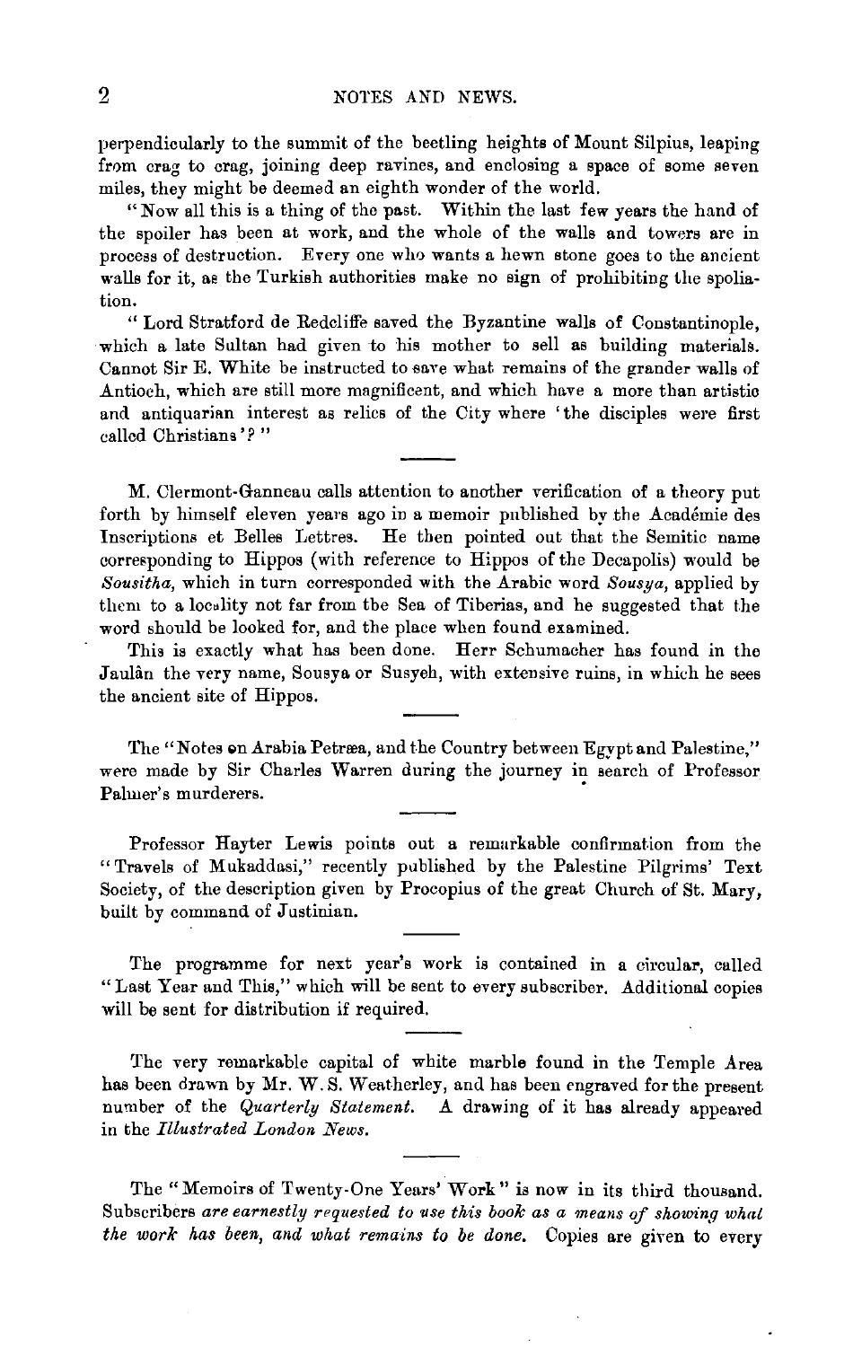perpendicularly to the summit of the beetling heights of Mount Silpius, leaping from crag to crag, joining deep ravines, and enclosing a space of some seven miles, they might be deemed an eighth wonder of the world.

"Now all this is a thing of the past. Within the last few years the hand of the spoiler has been at work, and the whole of the walls and towers are in process of destruction. Every one who wants a hewn stone goes to the ancient walls for it, as the Turkish authorities make no sign of prohibiting the spoliation.

"Lord Stratford de Redcliffe saved the Byzantine walls of Constantinople, which a late Sultan had given to his mother to sell as building materials. Cannot Sir E. White be instructed to save what remains of the grander walls of Antioch, which are still more magnificent, and which have a more than artistic and antiquarian interest as relics of the City where 'the disciples were first called Christians'?"

---

M. Clermont-Ganneau calls attention to another verification of a theory put forth by himself eleven years ago in a memoir published by the Académie des Inscriptions et Belles Lettres. He then pointed out that the Semitic name corresponding to Hippos (with reference to Hippos of the Decapolis) would be *Sousitha*, which in turn corresponded with the Arabic word *Sousya*, applied by them to a locality not far from the Sea of Tiberias, and he suggested that the word should be looked for, and the place when found examined.

This is exactly what has been done. Herr Schumacher has found in the Jaulân the very name, Sousya or Susyeh, with extensive ruins, in which he sees the ancient site of Hippos.

---

The "Notes on Arabia Petræa, and the Country between Egypt and Palestine," were made by Sir Charles Warren during the journey in search of Professor Palmer's murderers.

---

Professor Hayter Lewis points out a remarkable confirmation from the "Travels of Mukaddasi," recently published by the Palestine Pilgrims' Text Society, of the description given by Procopius of the great Church of St. Mary, built by command of Justinian.

---

The programme for next year's work is contained in a circular, called "Last Year and This," which will be sent to every subscriber. Additional copies will be sent for distribution if required.

---

The very remarkable capital of white marble found in the Temple Area has been drawn by Mr. W. S. Weatherley, and has been engraved for the present number of the *Quarterly Statement*. A drawing of it has already appeared in the *Illustrated London News*.

---

The "Memoirs of Twenty-One Years' Work" is now in its third thousand. Subscribers *are earnestly requested to use this book as a means of showing what the work has been, and what remains to be done.* Copies are given to every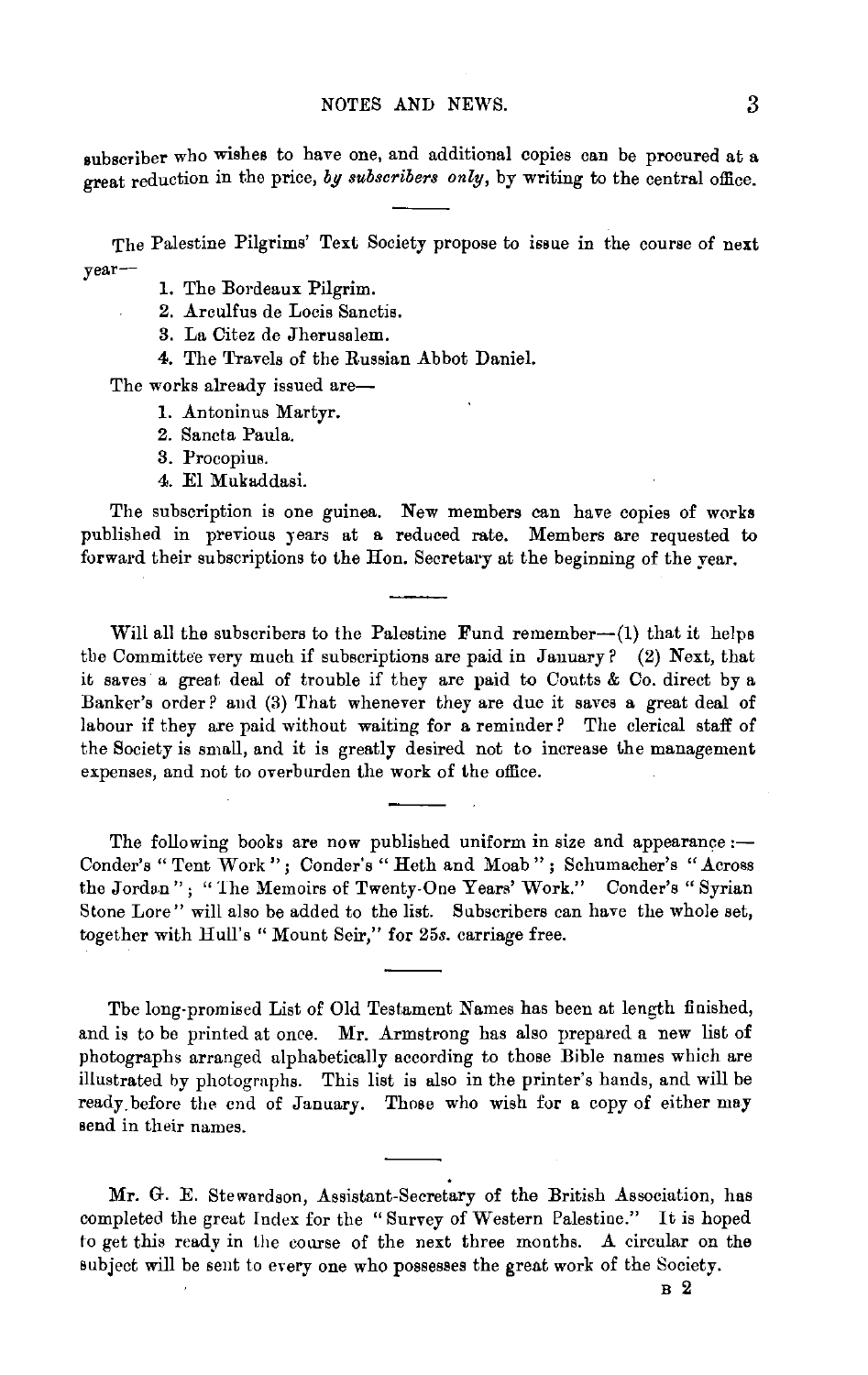subscriber who wishes to have one, and additional copies can be procured at a great reduction in the price, *by subscribers only*, by writing to the central office.

---

The Palestine Pilgrims' Text Society propose to issue in the course of next year—

1. The Bordeaux Pilgrim.
2. Arculfus de Locis Sanctis.
3. La Citez de Jherusalem.
4. The Travels of the Russian Abbot Daniel.

The works already issued are—

1. Antoninus Martyr.
2. Sancta Paula.
3. Procopius.
4. El Mukaddasi.

The subscription is one guinea. New members can have copies of works published in previous years at a reduced rate. Members are requested to forward their subscriptions to the Hon. Secretary at the beginning of the year.

---

Will all the subscribers to the Palestine Fund remember—(1) that it helps the Committee very much if subscriptions are paid in January? (2) Next, that it saves a great deal of trouble if they are paid to Coutts & Co. direct by a Banker's order? and (3) That whenever they are due it saves a great deal of labour if they are paid without waiting for a reminder? The clerical staff of the Society is small, and it is greatly desired not to increase the management expenses, and not to overburden the work of the office.

---

The following books are now published uniform in size and appearance:— Conder's "Tent Work"; Conder's "Heth and Moab"; Schumacher's "Across the Jordan"; "The Memoirs of Twenty-One Years' Work." Conder's "Syrian Stone Lore" will also be added to the list. Subscribers can have the whole set, together with Hull's "Mount Seir," for 25*s.* carriage free.

---

The long-promised List of Old Testament Names has been at length finished, and is to be printed at once. Mr. Armstrong has also prepared a new list of photographs arranged alphabetically according to those Bible names which are illustrated by photographs. This list is also in the printer's hands, and will be ready before the end of January. Those who wish for a copy of either may send in their names.

---

Mr. G. E. Stewardson, Assistant-Secretary of the British Association, has completed the great Index for the "Survey of Western Palestine." It is hoped to get this ready in the course of the next three months. A circular on the subject will be sent to every one who possesses the great work of the Society.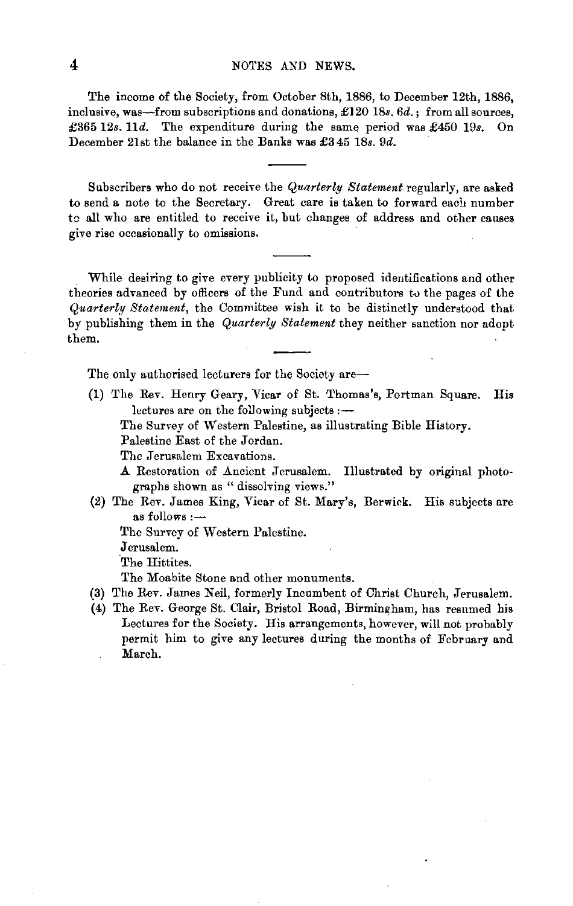The income of the Society, from October 8th, 1886, to December 12th, 1886, inclusive, was—from subscriptions and donations, £120 18*s*. 6*d*.; from all sources, £365 12*s*. 11*d*. The expenditure during the same period was £450 19*s*. On December 21st the balance in the Banks was £345 18*s*. 9*d*.

---

Subscribers who do not receive the *Quarterly Statement* regularly, are asked to send a note to the Secretary. Great care is taken to forward each number to all who are entitled to receive it, but changes of address and other causes give rise occasionally to omissions.

---

While desiring to give every publicity to proposed identifications and other theories advanced by officers of the Fund and contributors to the pages of the *Quarterly Statement*, the Committee wish it to be distinctly understood that by publishing them in the *Quarterly Statement* they neither sanction nor adopt them.

---

The only authorised lecturers for the Society are—

(1) The Rev. Henry Geary, Vicar of St. Thomas's, Portman Square. His lectures are on the following subjects :—

The Survey of Western Palestine, as illustrating Bible History.

Palestine East of the Jordan.

The Jerusalem Excavations.

A Restoration of Ancient Jerusalem. Illustrated by original photographs shown as "dissolving views."

(2) The Rev. James King, Vicar of St. Mary's, Berwick. His subjects are as follows :—

The Survey of Western Palestine.

Jerusalem.

The Hittites.

The Moabite Stone and other monuments.

(3) The Rev. James Neil, formerly Incumbent of Christ Church, Jerusalem.

(4) The Rev. George St. Clair, Bristol Road, Birmingham, has resumed his Lectures for the Society. His arrangements, however, will not probably permit him to give any lectures during the months of February and March.